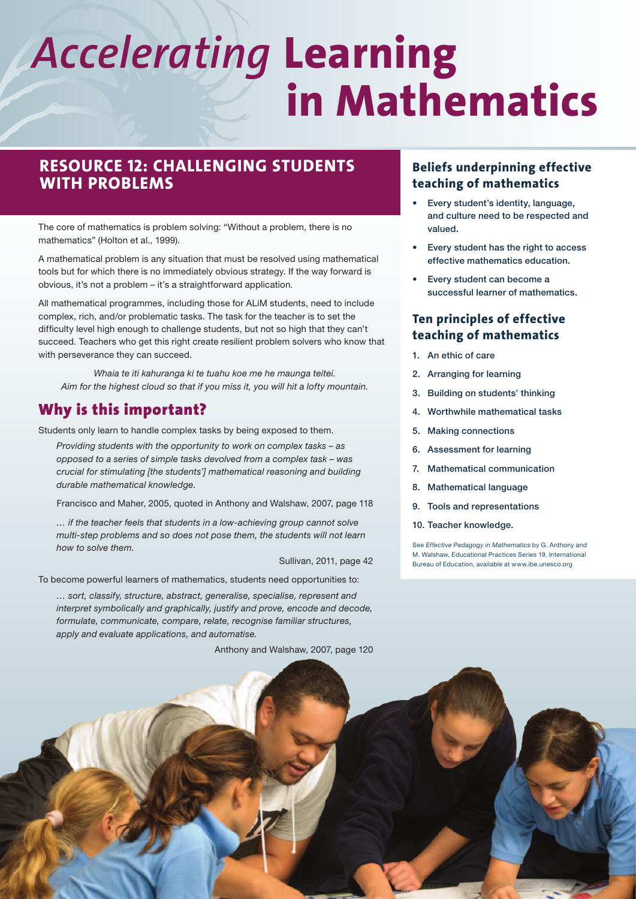# *Accelerating* Learning in Mathematics

## RESOURCE 12: CHALLENGING STUDENTS WITH PROBLEMS

The core of mathematics is problem solving: "Without a problem, there is no mathematics" (Holton et al., 1999).

A mathematical problem is any situation that must be resolved using mathematical tools but for which there is no immediately obvious strategy. If the way forward is obvious, it's not a problem – it's a straightforward application.

All mathematical programmes, including those for ALiM students, need to include complex, rich, and/or problematic tasks. The task for the teacher is to set the difficulty level high enough to challenge students, but not so high that they can't succeed. Teachers who get this right create resilient problem solvers who know that with perseverance they can succeed.

*Whaia te iti kahuranga ki te tuahu koe me he maunga teitei.*
*Aim for the highest cloud so that if you miss it, you will hit a lofty mountain.*

## Why is this important?

Students only learn to handle complex tasks by being exposed to them.

> *Providing students with the opportunity to work on complex tasks – as opposed to a series of simple tasks devolved from a complex task – was crucial for stimulating [the students'] mathematical reasoning and building durable mathematical knowledge.*
>
> Francisco and Maher, 2005, quoted in Anthony and Walshaw, 2007, page 118

> *… if the teacher feels that students in a low-achieving group cannot solve multi-step problems and so does not pose them, the students will not learn how to solve them.*
>
> Sullivan, 2011, page 42

To become powerful learners of mathematics, students need opportunities to:

> *… sort, classify, structure, abstract, generalise, specialise, represent and interpret symbolically and graphically, justify and prove, encode and decode, formulate, communicate, compare, relate, recognise familiar structures, apply and evaluate applications, and automatise.*
>
> Anthony and Walshaw, 2007, page 120

### Beliefs underpinning effective teaching of mathematics

- Every student's identity, language, and culture need to be respected and valued.
- Every student has the right to access effective mathematics education.
- Every student can become a successful learner of mathematics.

### Ten principles of effective teaching of mathematics

1. An ethic of care
2. Arranging for learning
3. Building on students' thinking
4. Worthwhile mathematical tasks
5. Making connections
6. Assessment for learning
7. Mathematical communication
8. Mathematical language
9. Tools and representations
10. Teacher knowledge.

See *Effective Pedagogy in Mathematics* by G. Anthony and M. Walshaw, Educational Practices Series 19, International Bureau of Education, available at www.ibe.unesco.org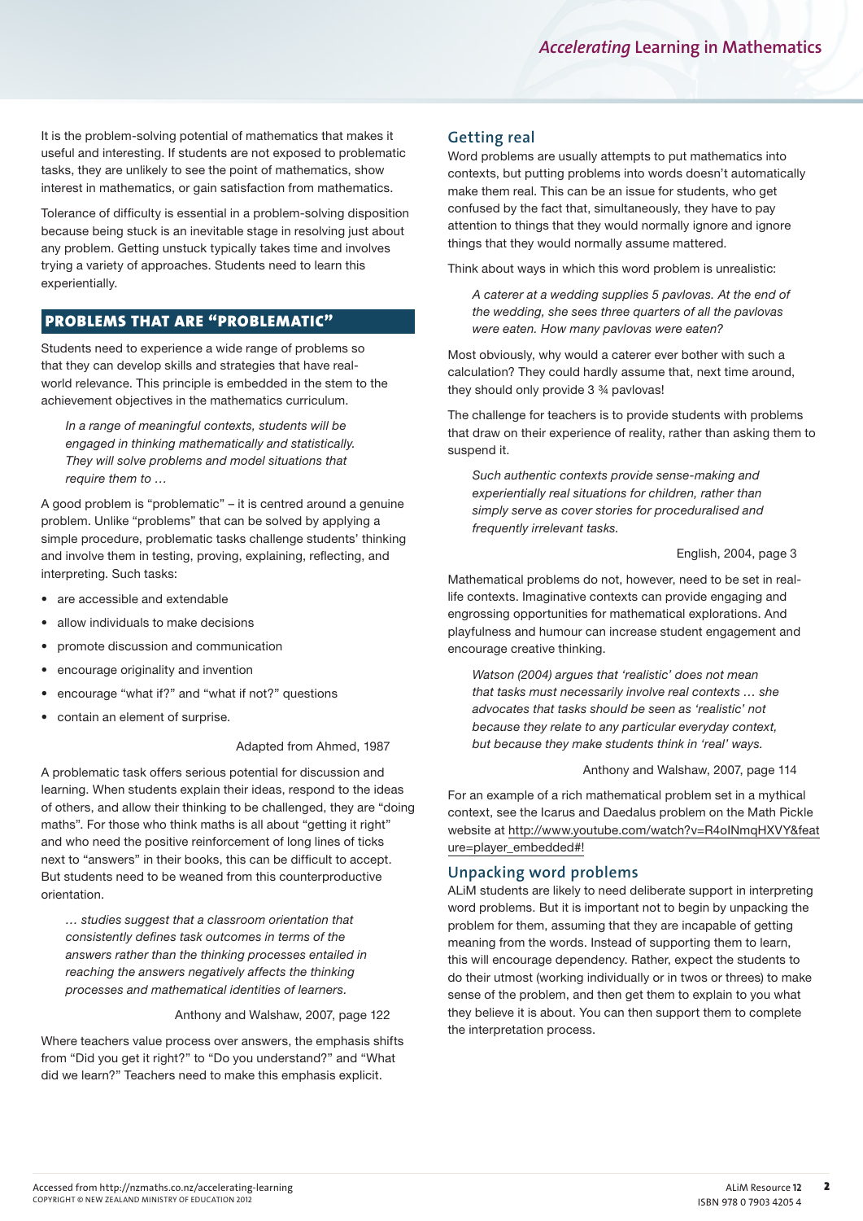It is the problem-solving potential of mathematics that makes it useful and interesting. If students are not exposed to problematic tasks, they are unlikely to see the point of mathematics, show interest in mathematics, or gain satisfaction from mathematics.

Tolerance of difficulty is essential in a problem-solving disposition because being stuck is an inevitable stage in resolving just about any problem. Getting unstuck typically takes time and involves trying a variety of approaches. Students need to learn this experientially.

## PROBLEMS THAT ARE "PROBLEMATIC"

Students need to experience a wide range of problems so that they can develop skills and strategies that have real-world relevance. This principle is embedded in the stem to the achievement objectives in the mathematics curriculum.

> *In a range of meaningful contexts, students will be engaged in thinking mathematically and statistically. They will solve problems and model situations that require them to …*

A good problem is "problematic" – it is centred around a genuine problem. Unlike "problems" that can be solved by applying a simple procedure, problematic tasks challenge students' thinking and involve them in testing, proving, explaining, reflecting, and interpreting. Such tasks:

- are accessible and extendable
- allow individuals to make decisions
- promote discussion and communication
- encourage originality and invention
- encourage "what if?" and "what if not?" questions
- contain an element of surprise.

Adapted from Ahmed, 1987

A problematic task offers serious potential for discussion and learning. When students explain their ideas, respond to the ideas of others, and allow their thinking to be challenged, they are "doing maths". For those who think maths is all about "getting it right" and who need the positive reinforcement of long lines of ticks next to "answers" in their books, this can be difficult to accept. But students need to be weaned from this counterproductive orientation.

> *… studies suggest that a classroom orientation that consistently defines task outcomes in terms of the answers rather than the thinking processes entailed in reaching the answers negatively affects the thinking processes and mathematical identities of learners.*

Anthony and Walshaw, 2007, page 122

Where teachers value process over answers, the emphasis shifts from "Did you get it right?" to "Do you understand?" and "What did we learn?" Teachers need to make this emphasis explicit.

### Getting real

Word problems are usually attempts to put mathematics into contexts, but putting problems into words doesn't automatically make them real. This can be an issue for students, who get confused by the fact that, simultaneously, they have to pay attention to things that they would normally ignore and ignore things that they would normally assume mattered.

Think about ways in which this word problem is unrealistic:

> *A caterer at a wedding supplies 5 pavlovas. At the end of the wedding, she sees three quarters of all the pavlovas were eaten. How many pavlovas were eaten?*

Most obviously, why would a caterer ever bother with such a calculation? They could hardly assume that, next time around, they should only provide 3 ¾ pavlovas!

The challenge for teachers is to provide students with problems that draw on their experience of reality, rather than asking them to suspend it.

> *Such authentic contexts provide sense-making and experientially real situations for children, rather than simply serve as cover stories for proceduralised and frequently irrelevant tasks.*

English, 2004, page 3

Mathematical problems do not, however, need to be set in real-life contexts. Imaginative contexts can provide engaging and engrossing opportunities for mathematical explorations. And playfulness and humour can increase student engagement and encourage creative thinking.

> *Watson (2004) argues that 'realistic' does not mean that tasks must necessarily involve real contexts … she advocates that tasks should be seen as 'realistic' not because they relate to any particular everyday context, but because they make students think in 'real' ways.*

Anthony and Walshaw, 2007, page 114

For an example of a rich mathematical problem set in a mythical context, see the Icarus and Daedalus problem on the Math Pickle website at http://www.youtube.com/watch?v=R4oINmqHXVY&feature=player_embedded#!

### Unpacking word problems

ALiM students are likely to need deliberate support in interpreting word problems. But it is important not to begin by unpacking the problem for them, assuming that they are incapable of getting meaning from the words. Instead of supporting them to learn, this will encourage dependency. Rather, expect the students to do their utmost (working individually or in twos or threes) to make sense of the problem, and then get them to explain to you what they believe it is about. You can then support them to complete the interpretation process.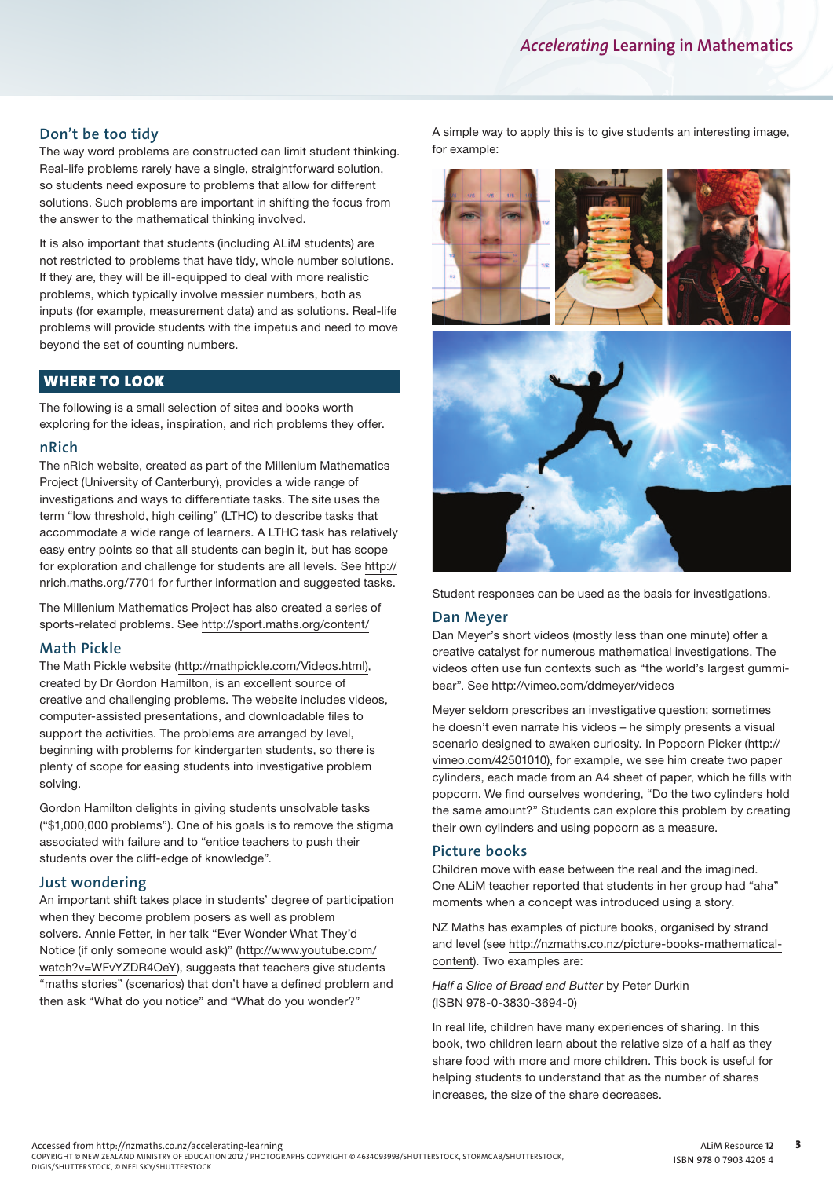## Don't be too tidy

The way word problems are constructed can limit student thinking. Real-life problems rarely have a single, straightforward solution, so students need exposure to problems that allow for different solutions. Such problems are important in shifting the focus from the answer to the mathematical thinking involved.

It is also important that students (including ALiM students) are not restricted to problems that have tidy, whole number solutions. If they are, they will be ill-equipped to deal with more realistic problems, which typically involve messier numbers, both as inputs (for example, measurement data) and as solutions. Real-life problems will provide students with the impetus and need to move beyond the set of counting numbers.

## WHERE TO LOOK

The following is a small selection of sites and books worth exploring for the ideas, inspiration, and rich problems they offer.

### nRich

The nRich website, created as part of the Millenium Mathematics Project (University of Canterbury), provides a wide range of investigations and ways to differentiate tasks. The site uses the term "low threshold, high ceiling" (LTHC) to describe tasks that accommodate a wide range of learners. A LTHC task has relatively easy entry points so that all students can begin it, but has scope for exploration and challenge for students are all levels. See http://nrich.maths.org/7701 for further information and suggested tasks.

The Millenium Mathematics Project has also created a series of sports-related problems. See http://sport.maths.org/content/

### Math Pickle

The Math Pickle website (http://mathpickle.com/Videos.html), created by Dr Gordon Hamilton, is an excellent source of creative and challenging problems. The website includes videos, computer-assisted presentations, and downloadable files to support the activities. The problems are arranged by level, beginning with problems for kindergarten students, so there is plenty of scope for easing students into investigative problem solving.

Gordon Hamilton delights in giving students unsolvable tasks ("$1,000,000 problems"). One of his goals is to remove the stigma associated with failure and to "entice teachers to push their students over the cliff-edge of knowledge".

### Just wondering

An important shift takes place in students' degree of participation when they become problem posers as well as problem solvers. Annie Fetter, in her talk "Ever Wonder What They'd Notice (if only someone would ask)" (http://www.youtube.com/watch?v=WFvYZDR4OeY), suggests that teachers give students "maths stories" (scenarios) that don't have a defined problem and then ask "What do you notice" and "What do you wonder?"

A simple way to apply this is to give students an interesting image, for example:

Student responses can be used as the basis for investigations.

### Dan Meyer

Dan Meyer's short videos (mostly less than one minute) offer a creative catalyst for numerous mathematical investigations. The videos often use fun contexts such as "the world's largest gummi-bear". See http://vimeo.com/ddmeyer/videos

Meyer seldom prescribes an investigative question; sometimes he doesn't even narrate his videos – he simply presents a visual scenario designed to awaken curiosity. In Popcorn Picker (http://vimeo.com/42501010), for example, we see him create two paper cylinders, each made from an A4 sheet of paper, which he fills with popcorn. We find ourselves wondering, "Do the two cylinders hold the same amount?" Students can explore this problem by creating their own cylinders and using popcorn as a measure.

### Picture books

Children move with ease between the real and the imagined. One ALiM teacher reported that students in her group had "aha" moments when a concept was introduced using a story.

NZ Maths has examples of picture books, organised by strand and level (see http://nzmaths.co.nz/picture-books-mathematical-content). Two examples are:

*Half a Slice of Bread and Butter* by Peter Durkin
(ISBN 978-0-3830-3694-0)

In real life, children have many experiences of sharing. In this book, two children learn about the relative size of a half as they share food with more and more children. This book is useful for helping students to understand that as the number of shares increases, the size of the share decreases.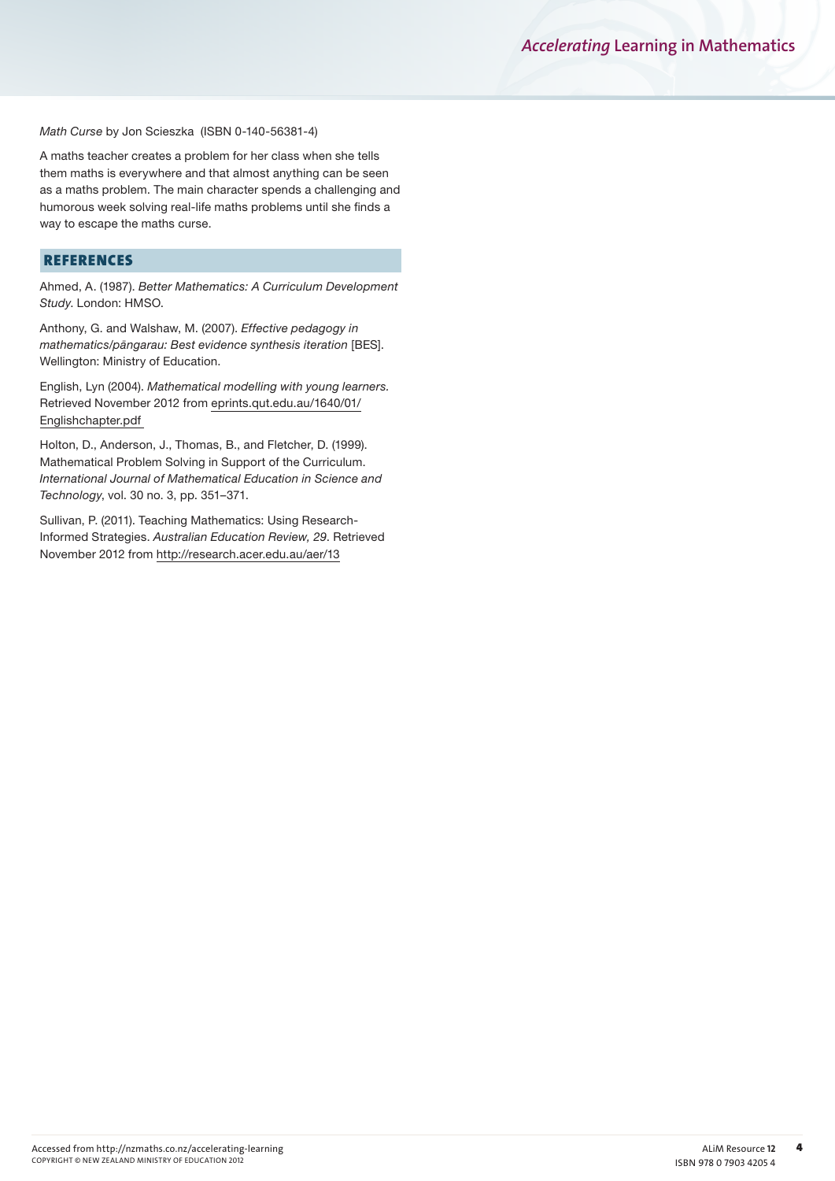*Math Curse* by Jon Scieszka (ISBN 0-140-56381-4)

A maths teacher creates a problem for her class when she tells them maths is everywhere and that almost anything can be seen as a maths problem. The main character spends a challenging and humorous week solving real-life maths problems until she finds a way to escape the maths curse.

## REFERENCES

Ahmed, A. (1987). *Better Mathematics: A Curriculum Development Study*. London: HMSO.

Anthony, G. and Walshaw, M. (2007). *Effective pedagogy in mathematics/pāngarau: Best evidence synthesis iteration* [BES]. Wellington: Ministry of Education.

English, Lyn (2004). *Mathematical modelling with young learners.* Retrieved November 2012 from eprints.qut.edu.au/1640/01/Englishchapter.pdf

Holton, D., Anderson, J., Thomas, B., and Fletcher, D. (1999). Mathematical Problem Solving in Support of the Curriculum. *International Journal of Mathematical Education in Science and Technology*, vol. 30 no. 3, pp. 351–371.

Sullivan, P. (2011). Teaching Mathematics: Using Research-Informed Strategies. *Australian Education Review, 29*. Retrieved November 2012 from http://research.acer.edu.au/aer/13